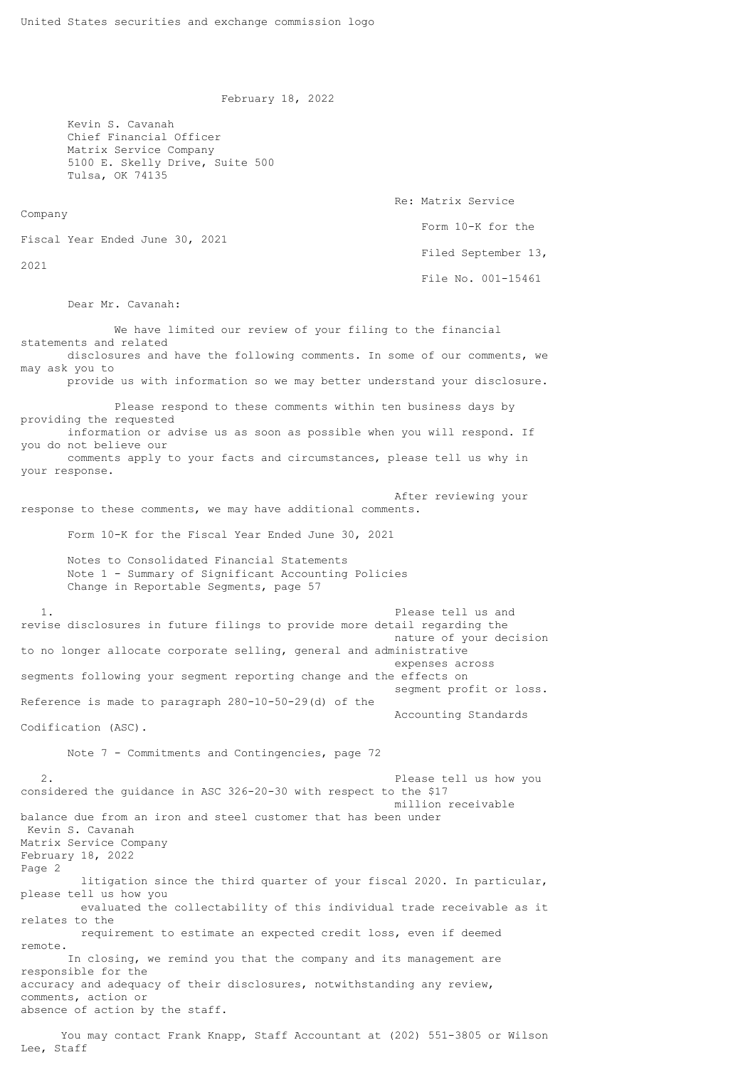United States securities and exchange commission logo

February 18, 2022

Kevin S. Cavanah
Chief Financial Officer
Matrix Service Company
5100 E. Skelly Drive, Suite 500
Tulsa, OK 74135

Re: Matrix Service Company
Form 10-K for the Fiscal Year Ended June 30, 2021
Filed September 13, 2021
File No. 001-15461

Dear Mr. Cavanah:

We have limited our review of your filing to the financial statements and related disclosures and have the following comments. In some of our comments, we may ask you to provide us with information so we may better understand your disclosure.

Please respond to these comments within ten business days by providing the requested information or advise us as soon as possible when you will respond. If you do not believe our comments apply to your facts and circumstances, please tell us why in your response.

After reviewing your response to these comments, we may have additional comments.

Form 10-K for the Fiscal Year Ended June 30, 2021

Notes to Consolidated Financial Statements
Note 1 - Summary of Significant Accounting Policies
Change in Reportable Segments, page 57

1. Please tell us and revise disclosures in future filings to provide more detail regarding the nature of your decision to no longer allocate corporate selling, general and administrative expenses across segments following your segment reporting change and the effects on segment profit or loss. Reference is made to paragraph 280-10-50-29(d) of the Accounting Standards Codification (ASC).

Note 7 - Commitments and Contingencies, page 72

2. Please tell us how you considered the guidance in ASC 326-20-30 with respect to the $17 million receivable balance due from an iron and steel customer that has been under litigation since the third quarter of your fiscal 2020. In particular, please tell us how you evaluated the collectability of this individual trade receivable as it relates to the requirement to estimate an expected credit loss, even if deemed remote.

In closing, we remind you that the company and its management are responsible for the accuracy and adequacy of their disclosures, notwithstanding any review, comments, action or absence of action by the staff.

You may contact Frank Knapp, Staff Accountant at (202) 551-3805 or Wilson Lee, Staff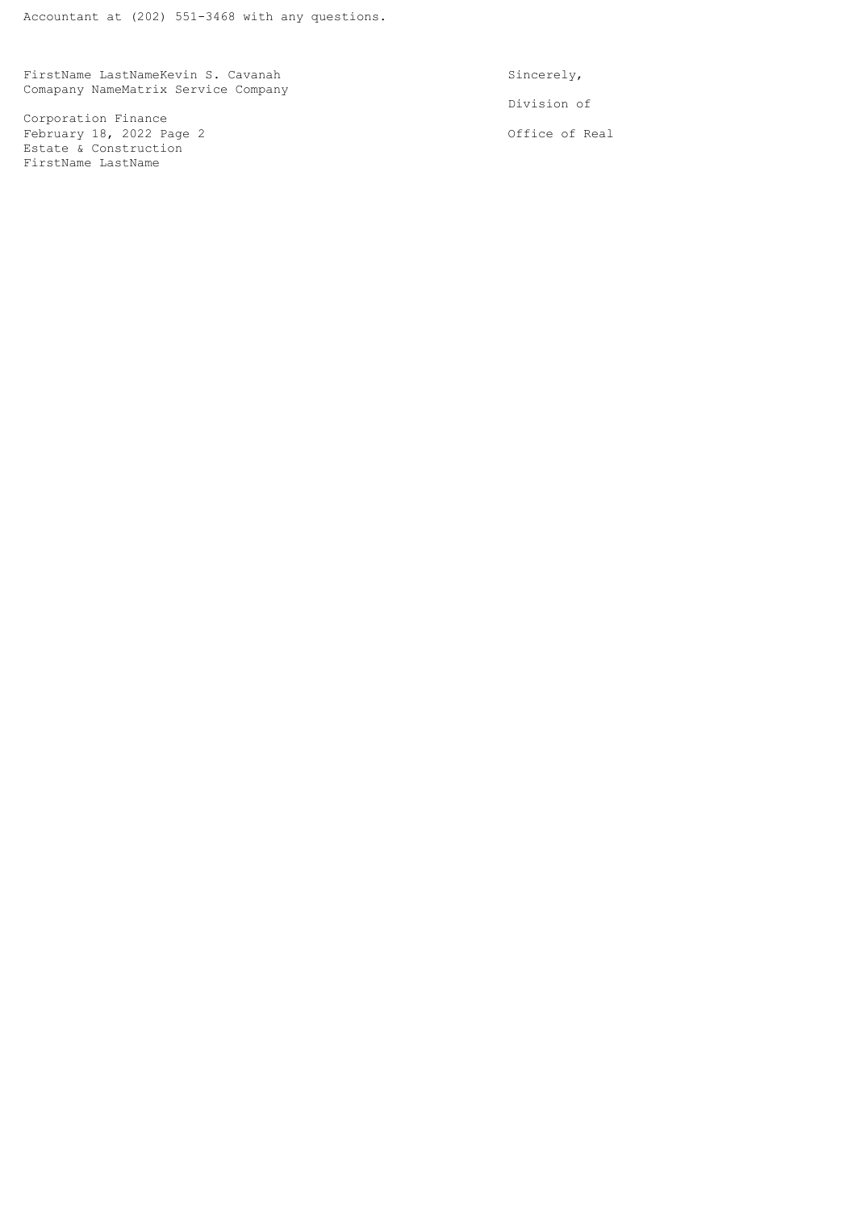Accountant at (202) 551-3468 with any questions.

Sincerely,

Division of Corporation Finance
Office of Real Estate & Construction